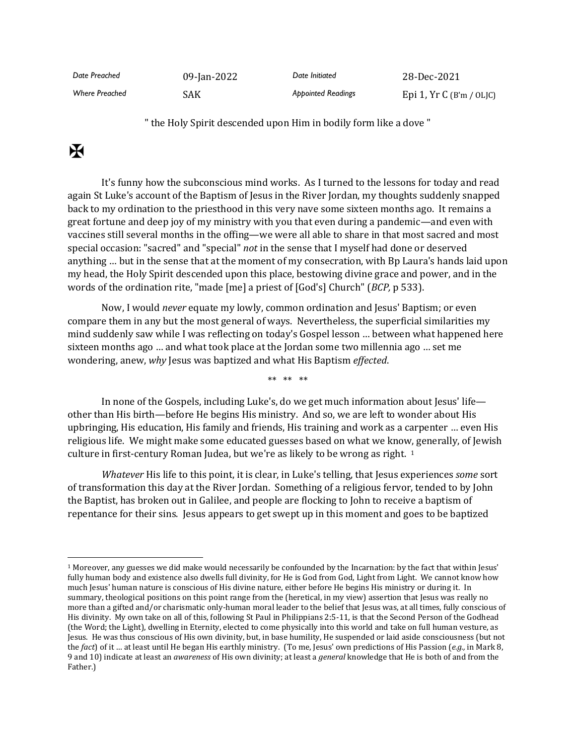| Date Preached | 09-Jan-2022 | Date Initiated | 28-Dec-2021 |
|---|---|---|---|
| Where Preached | SAK | Appointed Readings | Epi 1, Yr C (B'm / OLJC) |

" the Holy Spirit descended upon Him in bodily form like a dove "

✠

It's funny how the subconscious mind works. As I turned to the lessons for today and read again St Luke's account of the Baptism of Jesus in the River Jordan, my thoughts suddenly snapped back to my ordination to the priesthood in this very nave some sixteen months ago. It remains a great fortune and deep joy of my ministry with you that even during a pandemic—and even with vaccines still several months in the offing—we were all able to share in that most sacred and most special occasion: "sacred" and "special" *not* in the sense that I myself had done or deserved anything … but in the sense that at the moment of my consecration, with Bp Laura's hands laid upon my head, the Holy Spirit descended upon this place, bestowing divine grace and power, and in the words of the ordination rite, "made [me] a priest of [God's] Church" (*BCP,* p 533).

Now, I would *never* equate my lowly, common ordination and Jesus' Baptism; or even compare them in any but the most general of ways. Nevertheless, the superficial similarities my mind suddenly saw while I was reflecting on today's Gospel lesson … between what happened here sixteen months ago … and what took place at the Jordan some two millennia ago … set me wondering, anew, *why* Jesus was baptized and what His Baptism *effected*.

** ** **

In none of the Gospels, including Luke's, do we get much information about Jesus' life—other than His birth—before He begins His ministry. And so, we are left to wonder about His upbringing, His education, His family and friends, His training and work as a carpenter … even His religious life. We might make some educated guesses based on what we know, generally, of Jewish culture in first-century Roman Judea, but we're as likely to be wrong as right. [1]

*Whatever* His life to this point, it is clear, in Luke's telling, that Jesus experiences *some* sort of transformation this day at the River Jordan. Something of a religious fervor, tended to by John the Baptist, has broken out in Galilee, and people are flocking to John to receive a baptism of repentance for their sins. Jesus appears to get swept up in this moment and goes to be baptized

---

[1] Moreover, any guesses we did make would necessarily be confounded by the Incarnation: by the fact that within Jesus' fully human body and existence also dwells full divinity, for He is God from God, Light from Light. We cannot know how much Jesus' human nature is conscious of His divine nature, either before He begins His ministry or during it. In summary, theological positions on this point range from the (heretical, in my view) assertion that Jesus was really no more than a gifted and/or charismatic only-human moral leader to the belief that Jesus was, at all times, fully conscious of His divinity. My own take on all of this, following St Paul in Philippians 2:5-11, is that the Second Person of the Godhead (the Word; the Light), dwelling in Eternity, elected to come physically into this world and take on full human vesture, as Jesus. He was thus conscious of His own divinity, but, in base humility, He suspended or laid aside consciousness (but not the *fact*) of it … at least until He began His earthly ministry. (To me, Jesus' own predictions of His Passion (*e.g.,* in Mark 8, 9 and 10) indicate at least an *awareness* of His own divinity; at least a *general* knowledge that He is both of and from the Father.)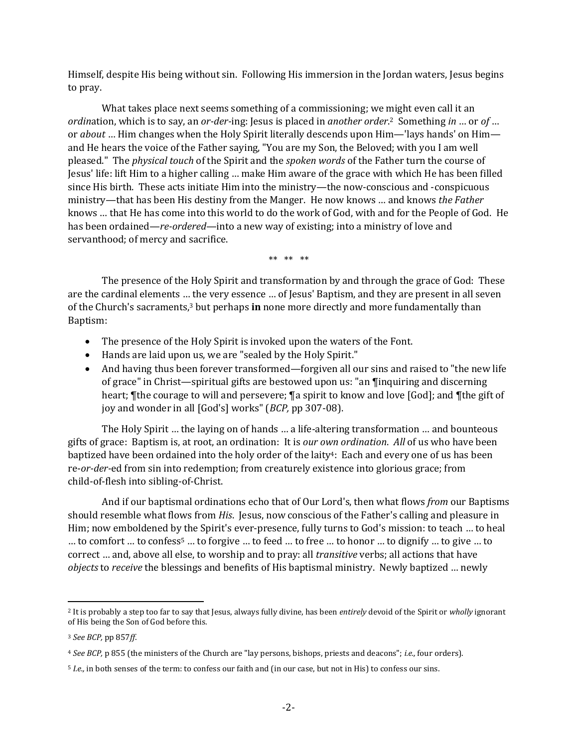Himself, despite His being without sin. Following His immersion in the Jordan waters, Jesus begins to pray.

What takes place next seems something of a commissioning; we might even call it an *ordin*ation, which is to say, an *or-der*-ing: Jesus is placed in *another order*.[2] Something *in* … or *of* … or *about* … Him changes when the Holy Spirit literally descends upon Him—'lays hands' on Him—and He hears the voice of the Father saying, "You are my Son, the Beloved; with you I am well pleased." The *physical touch* of the Spirit and the *spoken words* of the Father turn the course of Jesus' life: lift Him to a higher calling … make Him aware of the grace with which He has been filled since His birth. These acts initiate Him into the ministry—the now-conscious and -conspicuous ministry—that has been His destiny from the Manger. He now knows … and knows *the Father* knows … that He has come into this world to do the work of God, with and for the People of God. He has been ordained—*re-ordered*—into a new way of existing; into a ministry of love and servanthood; of mercy and sacrifice.

** ** **

The presence of the Holy Spirit and transformation by and through the grace of God: These are the cardinal elements … the very essence … of Jesus' Baptism, and they are present in all seven of the Church's sacraments,[3] but perhaps **in** none more directly and more fundamentally than Baptism:

- The presence of the Holy Spirit is invoked upon the waters of the Font.
- Hands are laid upon us, we are "sealed by the Holy Spirit."
- And having thus been forever transformed—forgiven all our sins and raised to "the new life of grace" in Christ—spiritual gifts are bestowed upon us: "an ¶inquiring and discerning heart; ¶the courage to will and persevere; ¶a spirit to know and love [God]; and ¶the gift of joy and wonder in all [God's] works" (*BCP,* pp 307-08).

The Holy Spirit … the laying on of hands … a life-altering transformation … and bounteous gifts of grace: Baptism is, at root, an ordination: It is *our own ordination*. *All* of us who have been baptized have been ordained into the holy order of the laity[4]: Each and every one of us has been re-*or-der*-ed from sin into redemption; from creaturely existence into glorious grace; from child-of-flesh into sibling-of-Christ.

And if our baptismal ordinations echo that of Our Lord's, then what flows *from* our Baptisms should resemble what flows from *His*. Jesus, now conscious of the Father's calling and pleasure in Him; now emboldened by the Spirit's ever-presence, fully turns to God's mission: to teach … to heal … to comfort … to confess[5] … to forgive … to feed … to free … to honor … to dignify … to give … to correct … and, above all else, to worship and to pray: all *transitive* verbs; all actions that have *objects* to *receive* the blessings and benefits of His baptismal ministry. Newly baptized … newly

---

[2] It is probably a step too far to say that Jesus, always fully divine, has been *entirely* devoid of the Spirit or *wholly* ignorant of His being the Son of God before this.

[3] *See BCP,* pp 857*ff*.

[4] *See BCP,* p 855 (the ministers of the Church are "lay persons, bishops, priests and deacons"; *i.e.,* four orders).

[5] *I.e.,* in both senses of the term: to confess our faith and (in our case, but not in His) to confess our sins.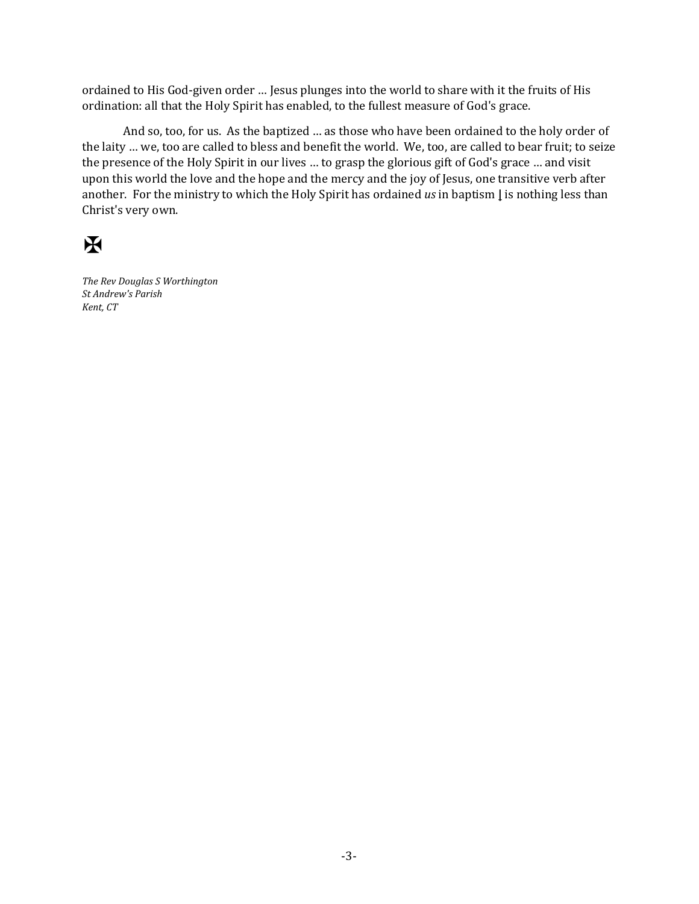ordained to His God-given order … Jesus plunges into the world to share with it the fruits of His ordination: all that the Holy Spirit has enabled, to the fullest measure of God's grace.

And so, too, for us. As the baptized … as those who have been ordained to the holy order of the laity … we, too are called to bless and benefit the world. We, too, are called to bear fruit; to seize the presence of the Holy Spirit in our lives … to grasp the glorious gift of God's grace … and visit upon this world the love and the hope and the mercy and the joy of Jesus, one transitive verb after another. For the ministry to which the Holy Spirit has ordained *us* in baptism ⸤ is nothing less than Christ's very own.

✠

*The Rev Douglas S Worthington*
*St Andrew's Parish*
*Kent, CT*